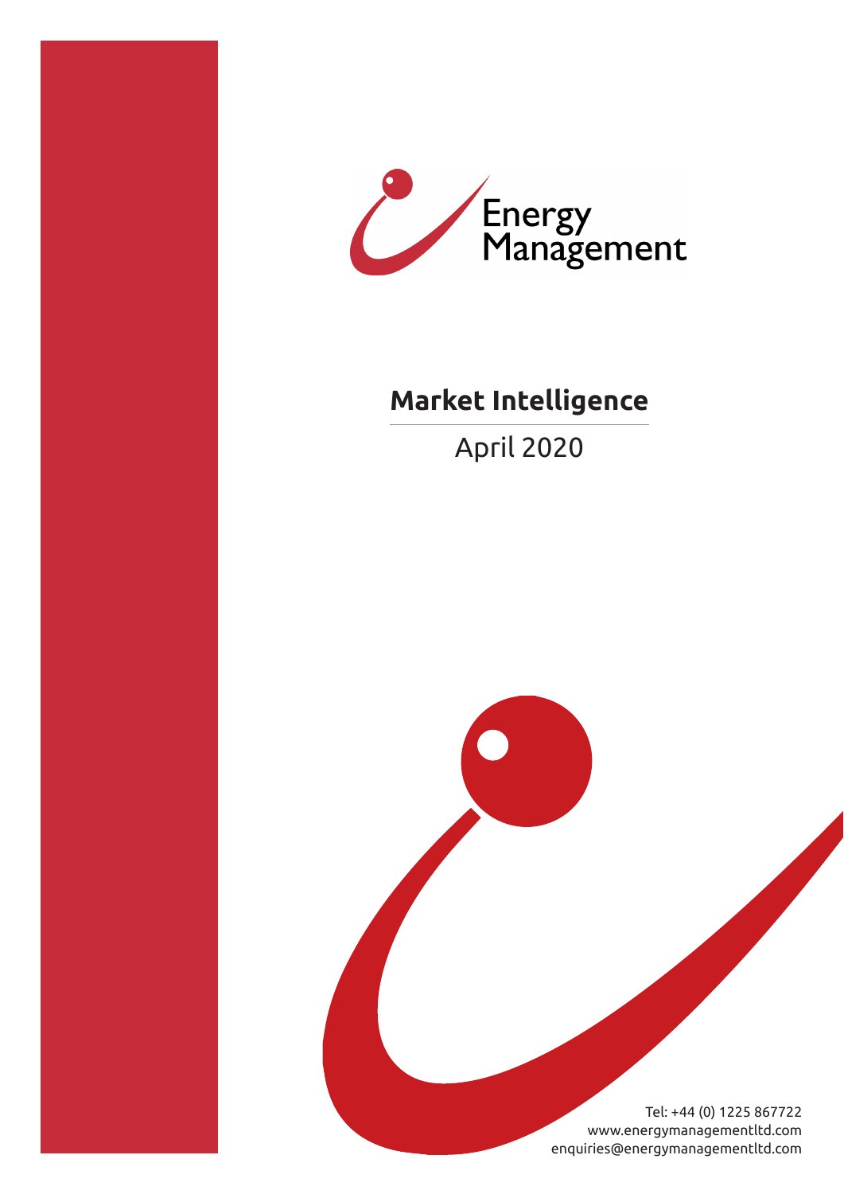Energy Management

# Market Intelligence

April 2020

Tel: +44 (0) 1225 867722
www.energymanagementltd.com
enquiries@energymanagementltd.com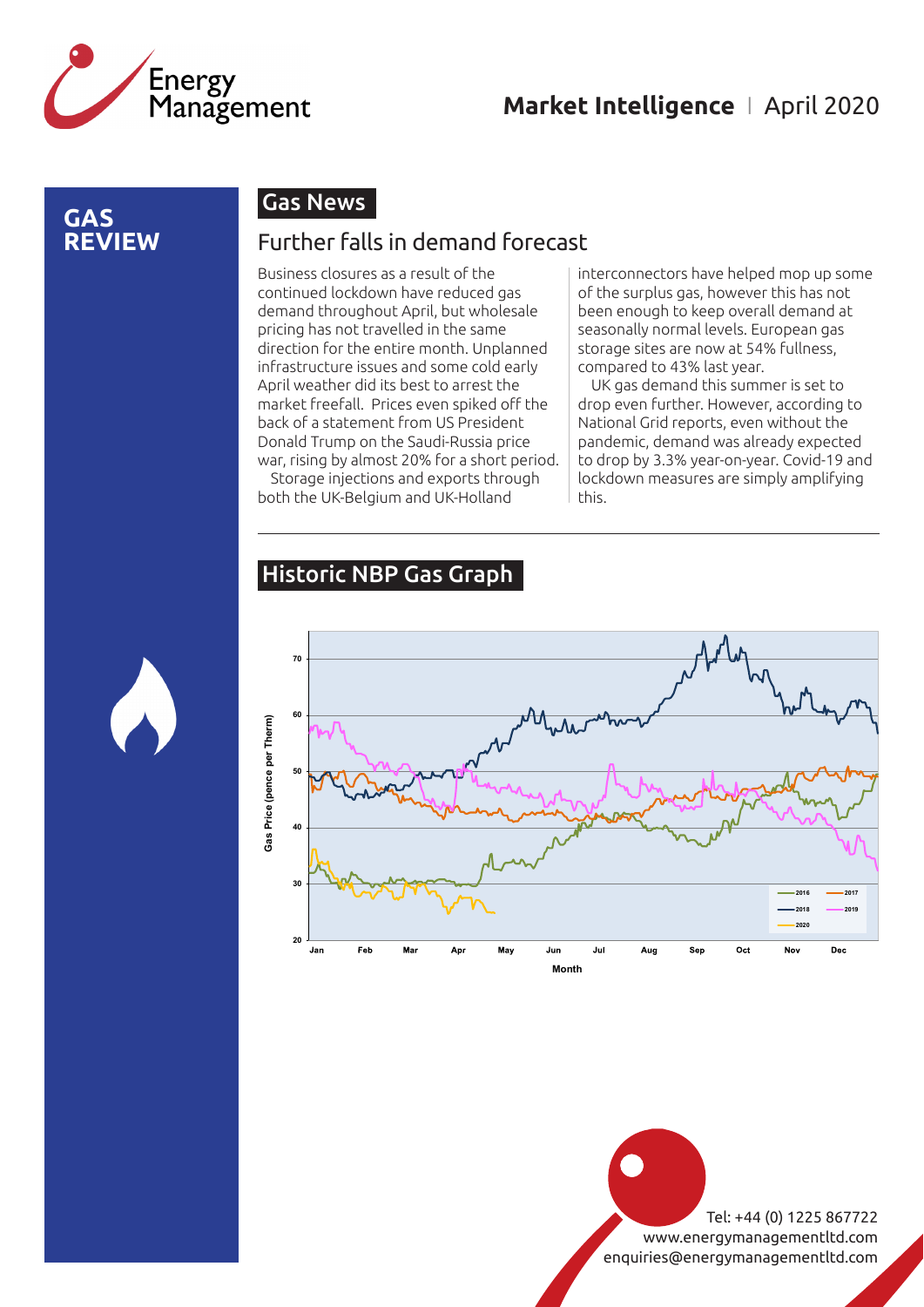# GAS REVIEW

## Gas News

### Further falls in demand forecast

Business closures as a result of the continued lockdown have reduced gas demand throughout April, but wholesale pricing has not travelled in the same direction for the entire month. Unplanned infrastructure issues and some cold early April weather did its best to arrest the market freefall. Prices even spiked off the back of a statement from US President Donald Trump on the Saudi-Russia price war, rising by almost 20% for a short period.

Storage injections and exports through both the UK-Belgium and UK-Holland interconnectors have helped mop up some of the surplus gas, however this has not been enough to keep overall demand at seasonally normal levels. European gas storage sites are now at 54% fullness, compared to 43% last year.

UK gas demand this summer is set to drop even further. However, according to National Grid reports, even without the pandemic, demand was already expected to drop by 3.3% year-on-year. Covid-19 and lockdown measures are simply amplifying this.

## Historic NBP Gas Graph

Gas Price (pence per Therm) by Month (Jan–Dec); series: 2016, 2017, 2018, 2019, 2020

Tel: +44 (0) 1225 867722
www.energymanagementltd.com
enquiries@energymanagementltd.com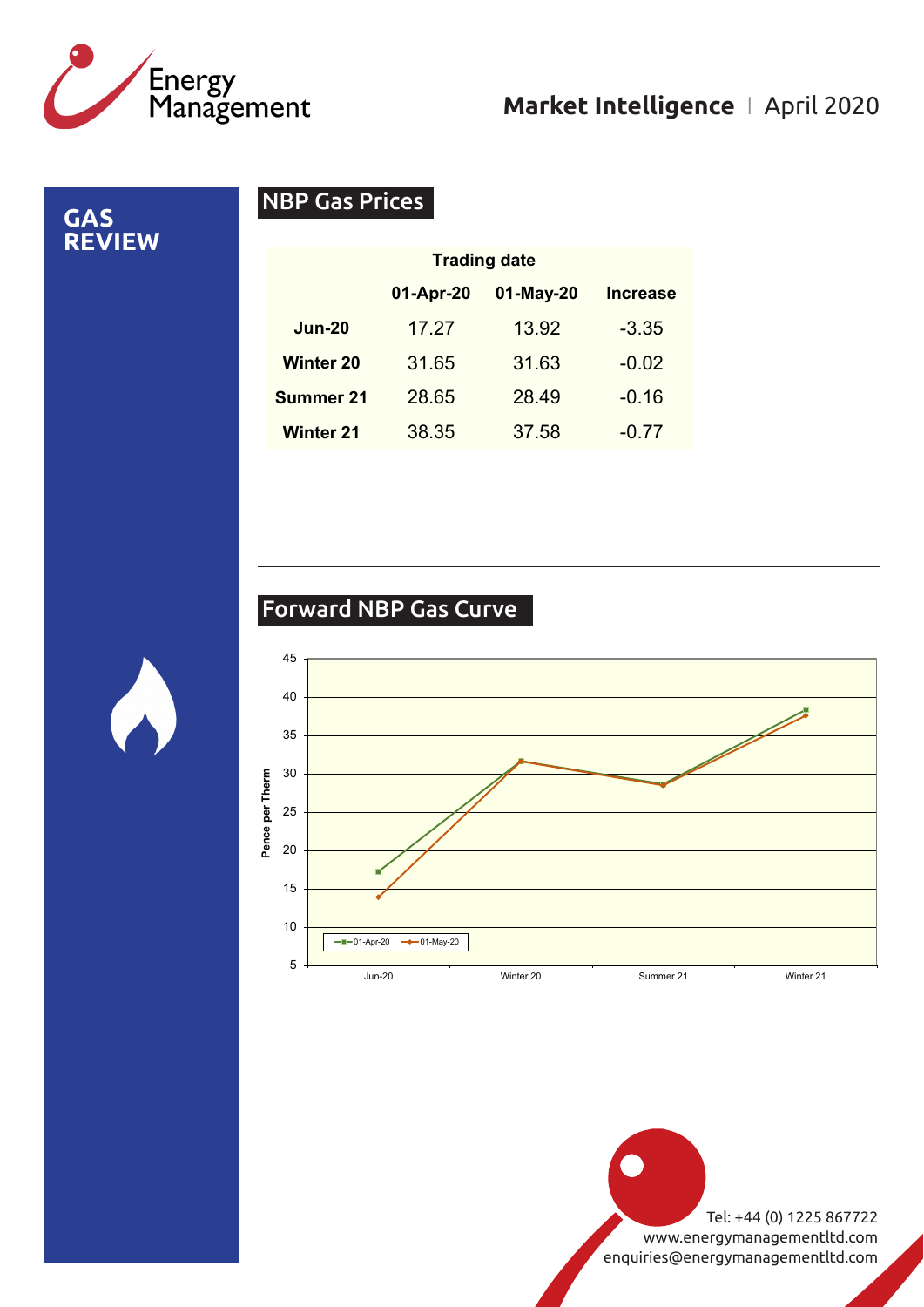# GAS REVIEW

## NBP Gas Prices

| | Trading date | | |
|---|---|---|---|
| | **01-Apr-20** | **01-May-20** | **Increase** |
| **Jun-20** | 17.27 | 13.92 | -3.35 |
| **Winter 20** | 31.65 | 31.63 | -0.02 |
| **Summer 21** | 28.65 | 28.49 | -0.16 |
| **Winter 21** | 38.35 | 37.58 | -0.77 |

## Forward NBP Gas Curve

Tel: +44 (0) 1225 867722
www.energymanagementltd.com
enquiries@energymanagementltd.com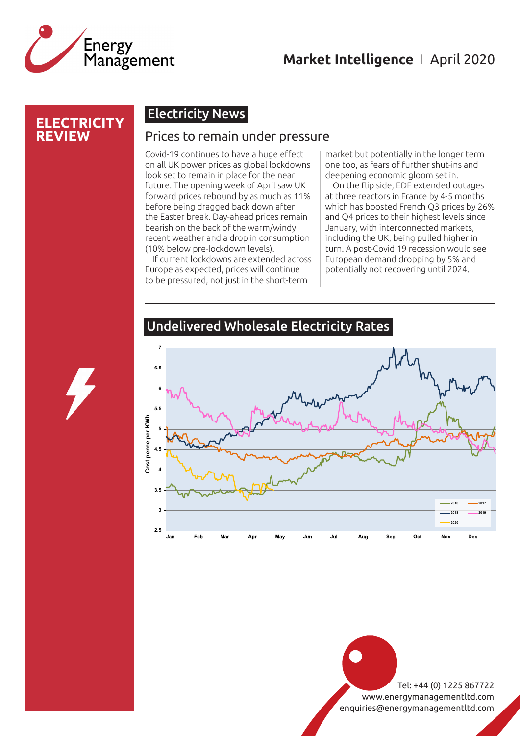# ELECTRICITY REVIEW

## Electricity News

### Prices to remain under pressure

Covid-19 continues to have a huge effect on all UK power prices as global lockdowns look set to remain in place for the near future. The opening week of April saw UK forward prices rebound by as much as 11% before being dragged back down after the Easter break. Day-ahead prices remain bearish on the back of the warm/windy recent weather and a drop in consumption (10% below pre-lockdown levels).

If current lockdowns are extended across Europe as expected, prices will continue to be pressured, not just in the short-term market but potentially in the longer term one too, as fears of further shut-ins and deepening economic gloom set in.

On the flip side, EDF extended outages at three reactors in France by 4-5 months which has boosted French Q3 prices by 26% and Q4 prices to their highest levels since January, with interconnected markets, including the UK, being pulled higher in turn. A post-Covid 19 recession would see European demand dropping by 5% and potentially not recovering until 2024.

## Undelivered Wholesale Electricity Rates

Tel: +44 (0) 1225 867722
www.energymanagementltd.com
enquiries@energymanagementltd.com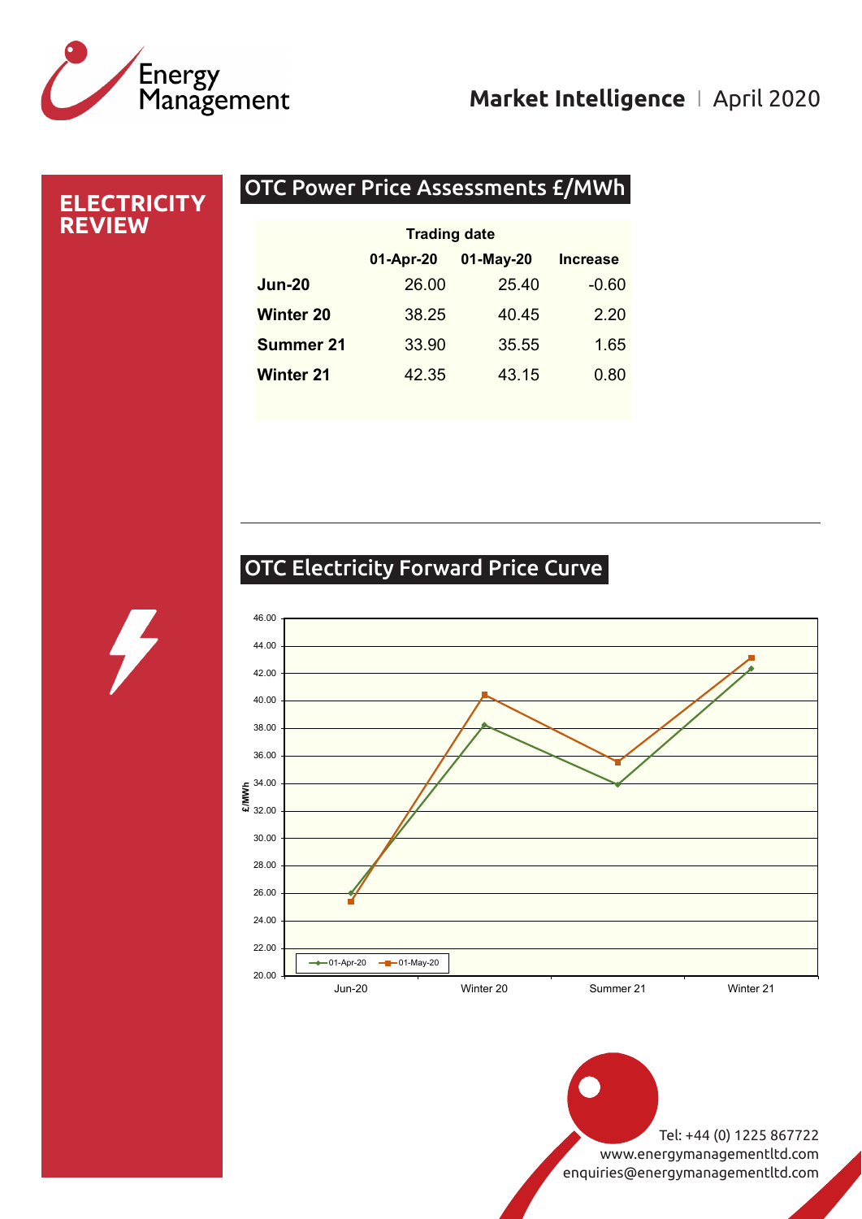Energy Management

**Market Intelligence** | April 2020

# ELECTRICITY REVIEW

## OTC Power Price Assessments £/MWh

| | Trading date | | |
|---|---|---|---|
| | 01-Apr-20 | 01-May-20 | Increase |
| **Jun-20** | 26.00 | 25.40 | -0.60 |
| **Winter 20** | 38.25 | 40.45 | 2.20 |
| **Summer 21** | 33.90 | 35.55 | 1.65 |
| **Winter 21** | 42.35 | 43.15 | 0.80 |

## OTC Electricity Forward Price Curve

Tel: +44 (0) 1225 867722
www.energymanagementltd.com
enquiries@energymanagementltd.com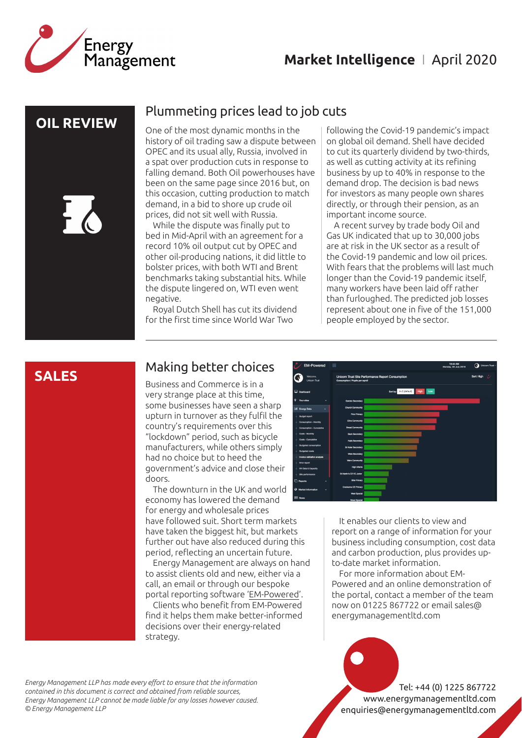Energy Management

**Market Intelligence** | April 2020

## OIL REVIEW

### Plummeting prices lead to job cuts

One of the most dynamic months in the history of oil trading saw a dispute between OPEC and its usual ally, Russia, involved in a spat over production cuts in response to falling demand. Both Oil powerhouses have been on the same page since 2016 but, on this occasion, cutting production to match demand, in a bid to shore up crude oil prices, did not sit well with Russia.

While the dispute was finally put to bed in Mid-April with an agreement for a record 10% oil output cut by OPEC and other oil-producing nations, it did little to bolster prices, with both WTI and Brent benchmarks taking substantial hits. While the dispute lingered on, WTI even went negative.

Royal Dutch Shell has cut its dividend for the first time since World War Two following the Covid-19 pandemic's impact on global oil demand. Shell have decided to cut its quarterly dividend by two-thirds, as well as cutting activity at its refining business by up to 40% in response to the demand drop. The decision is bad news for investors as many people own shares directly, or through their pension, as an important income source.

A recent survey by trade body Oil and Gas UK indicated that up to 30,000 jobs are at risk in the UK sector as a result of the Covid-19 pandemic and low oil prices. With fears that the problems will last much longer than the Covid-19 pandemic itself, many workers have been laid off rather than furloughed. The predicted job losses represent about one in five of the 151,000 people employed by the sector.

## SALES

### Making better choices

Business and Commerce is in a very strange place at this time, some businesses have seen a sharp upturn in turnover as they fulfil the country's requirements over this "lockdown" period, such as bicycle manufacturers, while others simply had no choice but to heed the government's advice and close their doors.

The downturn in the UK and world economy has lowered the demand for energy and wholesale prices have followed suit. Short term markets have taken the biggest hit, but markets further out have also reduced during this period, reflecting an uncertain future.

Energy Management are always on hand to assist clients old and new, either via a call, an email or through our bespoke portal reporting software 'EM-Powered'.

Clients who benefit from EM-Powered find it helps them make better-informed decisions over their energy-related strategy.

It enables our clients to view and report on a range of information for your business including consumption, cost data and carbon production, plus provides up-to-date market information.

For more information about EM-Powered and an online demonstration of the portal, contact a member of the team now on 01225 867722 or email sales@energymanagementltd.com

*Energy Management LLP has made every effort to ensure that the information contained in this document is correct and obtained from reliable sources, Energy Management LLP cannot be made liable for any losses however caused. © Energy Management LLP*

Tel: +44 (0) 1225 867722
www.energymanagementltd.com
enquiries@energymanagementltd.com